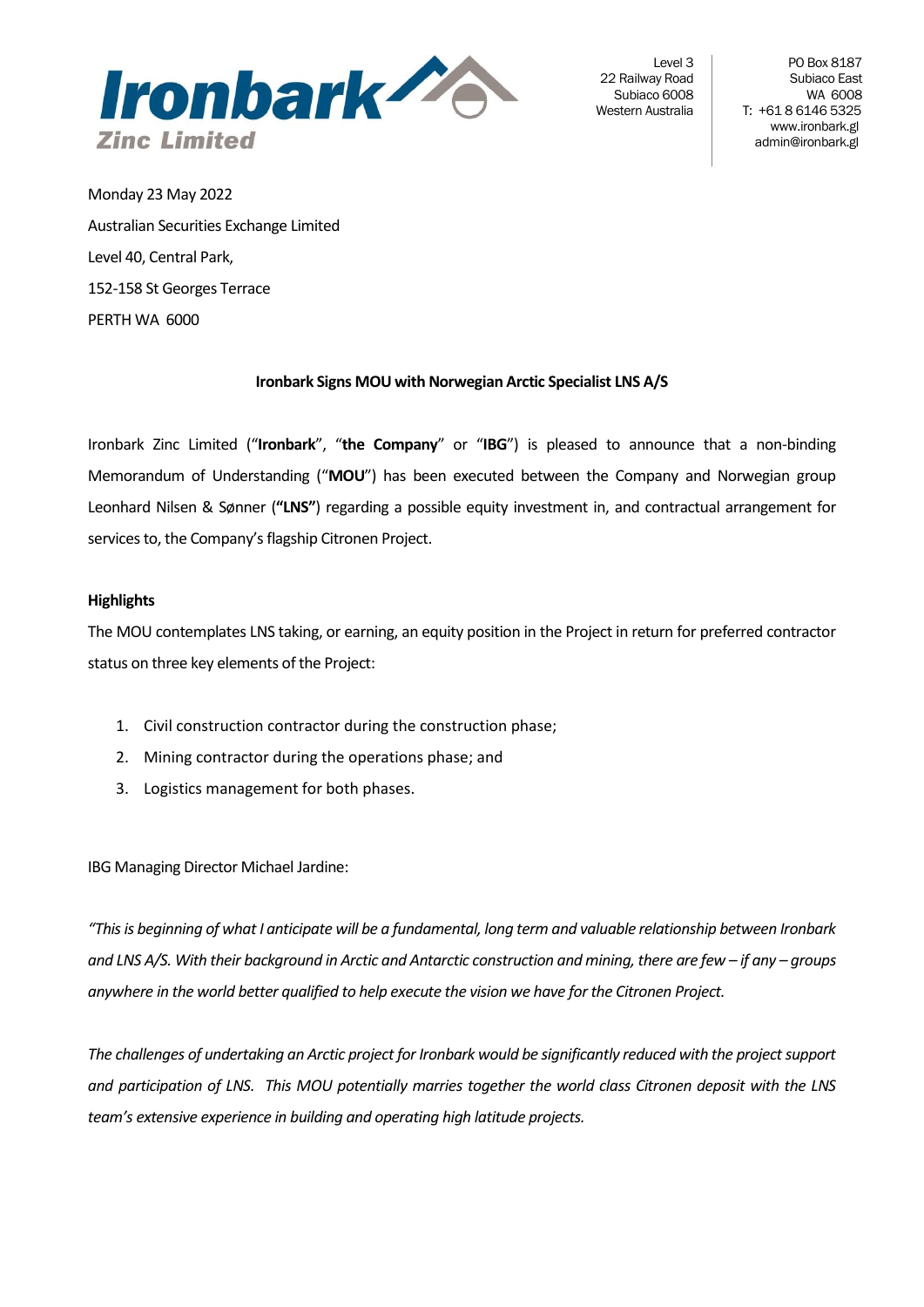Level 3
22 Railway Road
Subiaco 6008
Western Australia

PO Box 8187
Subiaco East
WA 6008
T: +61 8 6146 5325
www.ironbark.gl
admin@ironbark.gl

Monday 23 May 2022

Australian Securities Exchange Limited

Level 40, Central Park,

152-158 St Georges Terrace

PERTH WA 6000

**Ironbark Signs MOU with Norwegian Arctic Specialist LNS A/S**

Ironbark Zinc Limited ("**Ironbark**", "**the Company**" or "**IBG**") is pleased to announce that a non-binding Memorandum of Understanding ("**MOU**") has been executed between the Company and Norwegian group Leonhard Nilsen & Sønner (**"LNS"**) regarding a possible equity investment in, and contractual arrangement for services to, the Company's flagship Citronen Project.

**Highlights**

The MOU contemplates LNS taking, or earning, an equity position in the Project in return for preferred contractor status on three key elements of the Project:

1. Civil construction contractor during the construction phase;
2. Mining contractor during the operations phase; and
3. Logistics management for both phases.

IBG Managing Director Michael Jardine:

*"This is beginning of what I anticipate will be a fundamental, long term and valuable relationship between Ironbark and LNS A/S. With their background in Arctic and Antarctic construction and mining, there are few – if any – groups anywhere in the world better qualified to help execute the vision we have for the Citronen Project.*

*The challenges of undertaking an Arctic project for Ironbark would be significantly reduced with the project support and participation of LNS. This MOU potentially marries together the world class Citronen deposit with the LNS team's extensive experience in building and operating high latitude projects.*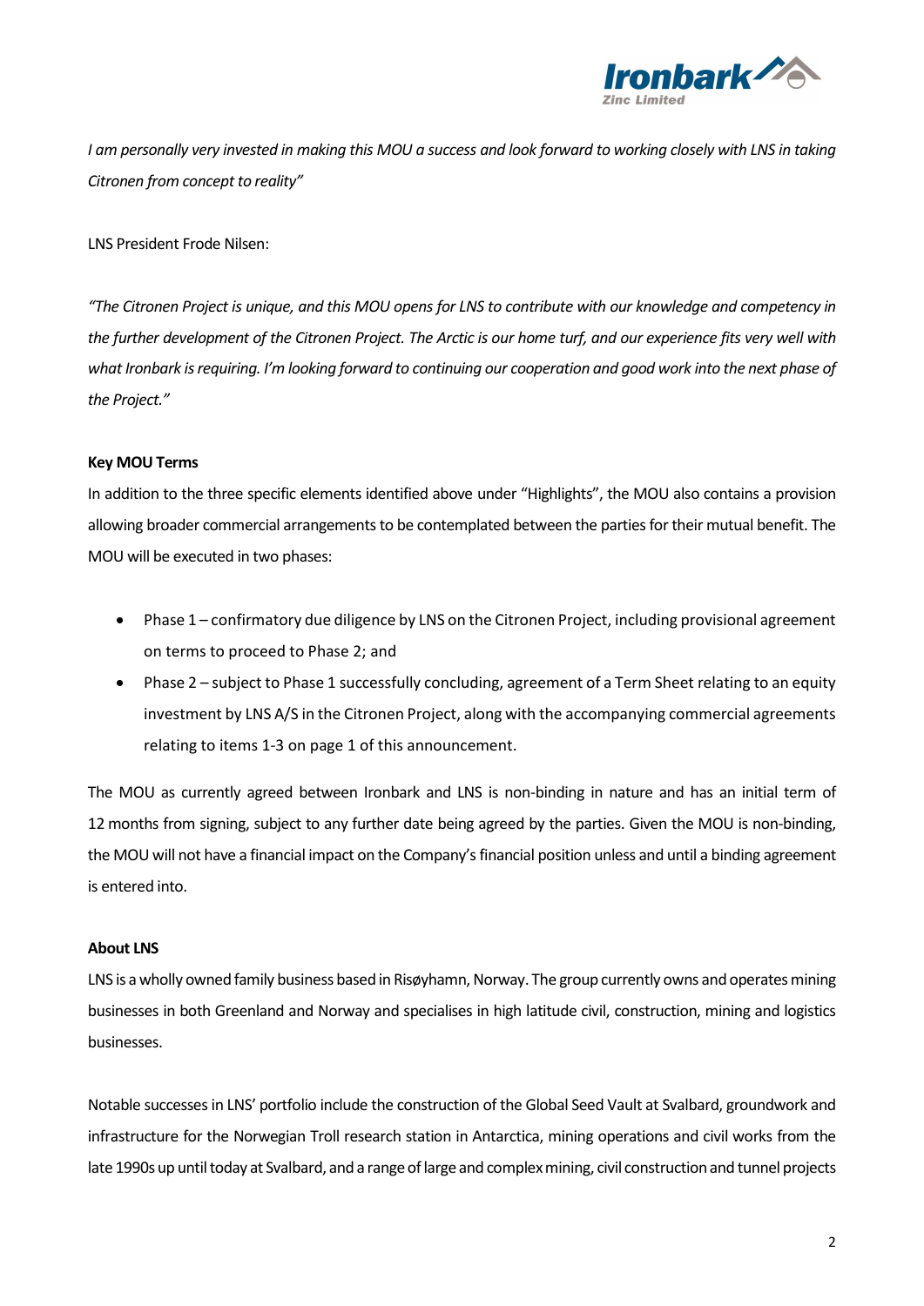*I am personally very invested in making this MOU a success and look forward to working closely with LNS in taking Citronen from concept to reality"*

LNS President Frode Nilsen:

*"The Citronen Project is unique, and this MOU opens for LNS to contribute with our knowledge and competency in the further development of the Citronen Project. The Arctic is our home turf, and our experience fits very well with what Ironbark is requiring. I'm looking forward to continuing our cooperation and good work into the next phase of the Project."*

**Key MOU Terms**

In addition to the three specific elements identified above under "Highlights", the MOU also contains a provision allowing broader commercial arrangements to be contemplated between the parties for their mutual benefit. The MOU will be executed in two phases:

- Phase 1 – confirmatory due diligence by LNS on the Citronen Project, including provisional agreement on terms to proceed to Phase 2; and
- Phase 2 – subject to Phase 1 successfully concluding, agreement of a Term Sheet relating to an equity investment by LNS A/S in the Citronen Project, along with the accompanying commercial agreements relating to items 1-3 on page 1 of this announcement.

The MOU as currently agreed between Ironbark and LNS is non-binding in nature and has an initial term of 12 months from signing, subject to any further date being agreed by the parties. Given the MOU is non-binding, the MOU will not have a financial impact on the Company's financial position unless and until a binding agreement is entered into.

**About LNS**

LNS is a wholly owned family business based in Risøyhamn, Norway. The group currently owns and operates mining businesses in both Greenland and Norway and specialises in high latitude civil, construction, mining and logistics businesses.

Notable successes in LNS' portfolio include the construction of the Global Seed Vault at Svalbard, groundwork and infrastructure for the Norwegian Troll research station in Antarctica, mining operations and civil works from the late 1990s up until today at Svalbard, and a range of large and complex mining, civil construction and tunnel projects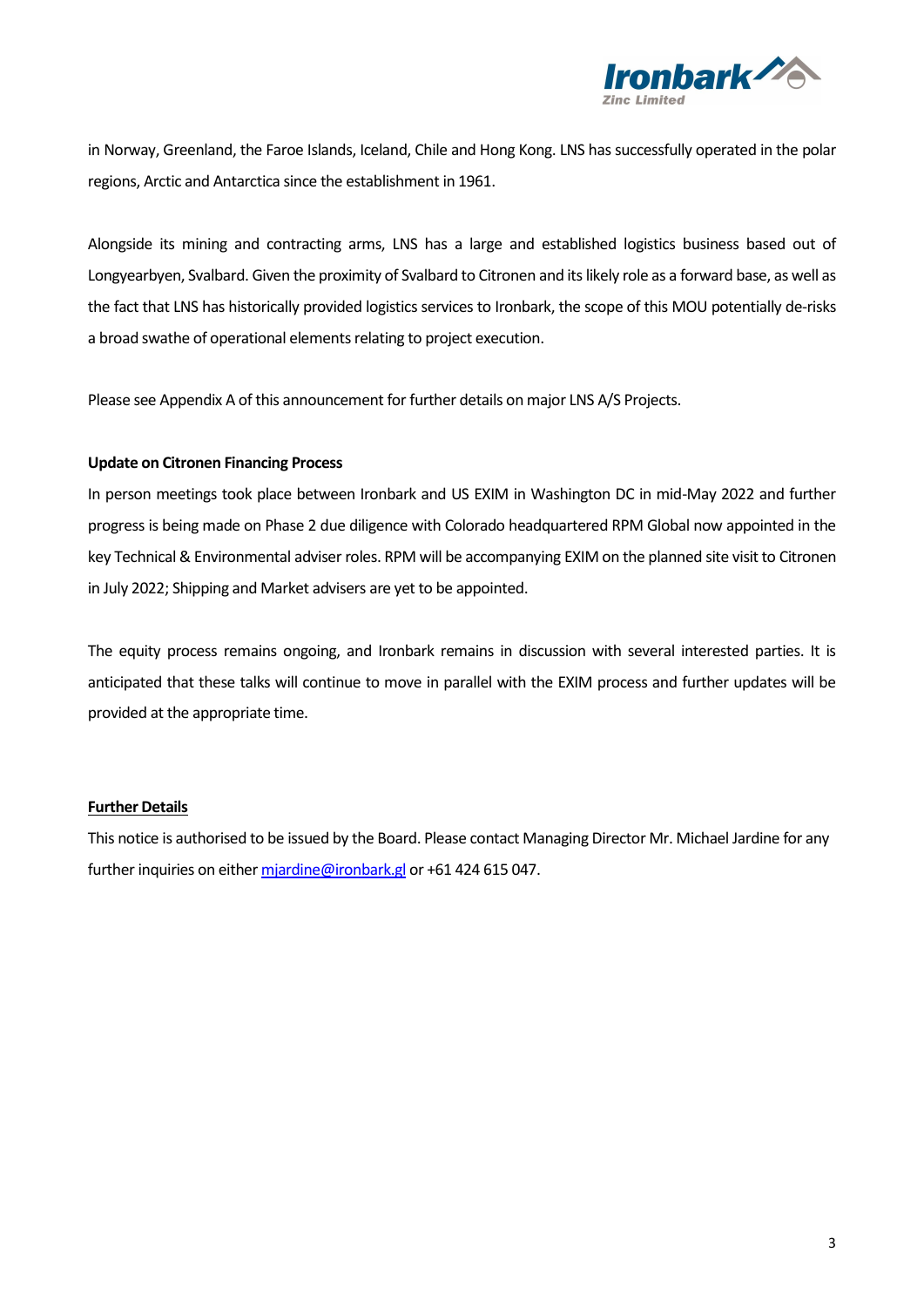in Norway, Greenland, the Faroe Islands, Iceland, Chile and Hong Kong. LNS has successfully operated in the polar regions, Arctic and Antarctica since the establishment in 1961.

Alongside its mining and contracting arms, LNS has a large and established logistics business based out of Longyearbyen, Svalbard. Given the proximity of Svalbard to Citronen and its likely role as a forward base, as well as the fact that LNS has historically provided logistics services to Ironbark, the scope of this MOU potentially de-risks a broad swathe of operational elements relating to project execution.

Please see Appendix A of this announcement for further details on major LNS A/S Projects.

**Update on Citronen Financing Process**

In person meetings took place between Ironbark and US EXIM in Washington DC in mid-May 2022 and further progress is being made on Phase 2 due diligence with Colorado headquartered RPM Global now appointed in the key Technical & Environmental adviser roles. RPM will be accompanying EXIM on the planned site visit to Citronen in July 2022; Shipping and Market advisers are yet to be appointed.

The equity process remains ongoing, and Ironbark remains in discussion with several interested parties. It is anticipated that these talks will continue to move in parallel with the EXIM process and further updates will be provided at the appropriate time.

**Further Details**

This notice is authorised to be issued by the Board. Please contact Managing Director Mr. Michael Jardine for any further inquiries on either mjardine@ironbark.gl or +61 424 615 047.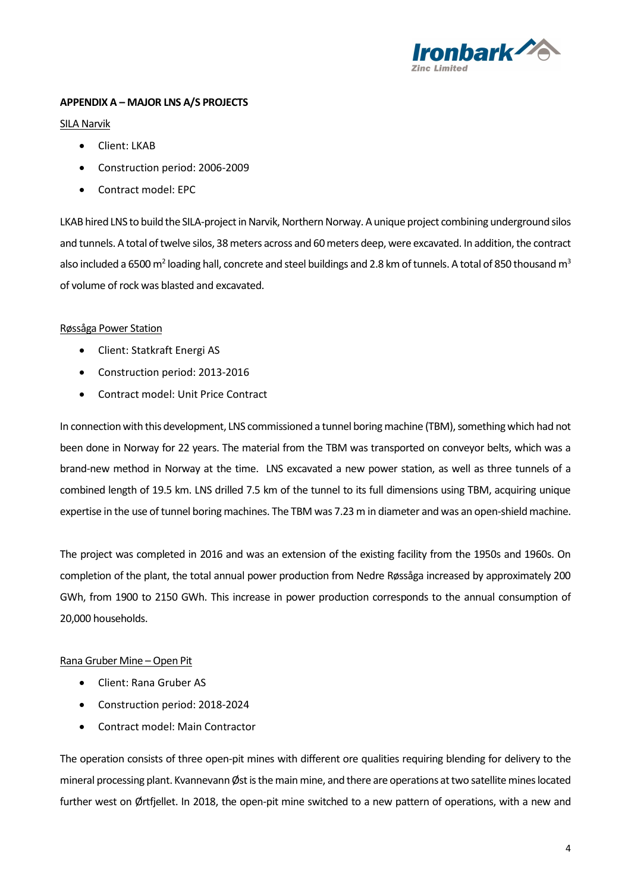**APPENDIX A – MAJOR LNS A/S PROJECTS**

SILA Narvik

- Client: LKAB
- Construction period: 2006-2009
- Contract model: EPC

LKAB hired LNS to build the SILA-project in Narvik, Northern Norway. A unique project combining underground silos and tunnels. A total of twelve silos, 38 meters across and 60 meters deep, were excavated. In addition, the contract also included a 6500 $m^2$ loading hall, concrete and steel buildings and 2.8 km of tunnels. A total of 850 thousand $m^3$ of volume of rock was blasted and excavated.

Røssåga Power Station

- Client: Statkraft Energi AS
- Construction period: 2013-2016
- Contract model: Unit Price Contract

In connection with this development, LNS commissioned a tunnel boring machine (TBM), something which had not been done in Norway for 22 years. The material from the TBM was transported on conveyor belts, which was a brand-new method in Norway at the time. LNS excavated a new power station, as well as three tunnels of a combined length of 19.5 km. LNS drilled 7.5 km of the tunnel to its full dimensions using TBM, acquiring unique expertise in the use of tunnel boring machines. The TBM was 7.23 m in diameter and was an open-shield machine.

The project was completed in 2016 and was an extension of the existing facility from the 1950s and 1960s. On completion of the plant, the total annual power production from Nedre Røssåga increased by approximately 200 GWh, from 1900 to 2150 GWh. This increase in power production corresponds to the annual consumption of 20,000 households.

Rana Gruber Mine – Open Pit

- Client: Rana Gruber AS
- Construction period: 2018-2024
- Contract model: Main Contractor

The operation consists of three open-pit mines with different ore qualities requiring blending for delivery to the mineral processing plant. Kvannevann Øst is the main mine, and there are operations at two satellite mines located further west on Ørtfjellet. In 2018, the open-pit mine switched to a new pattern of operations, with a new and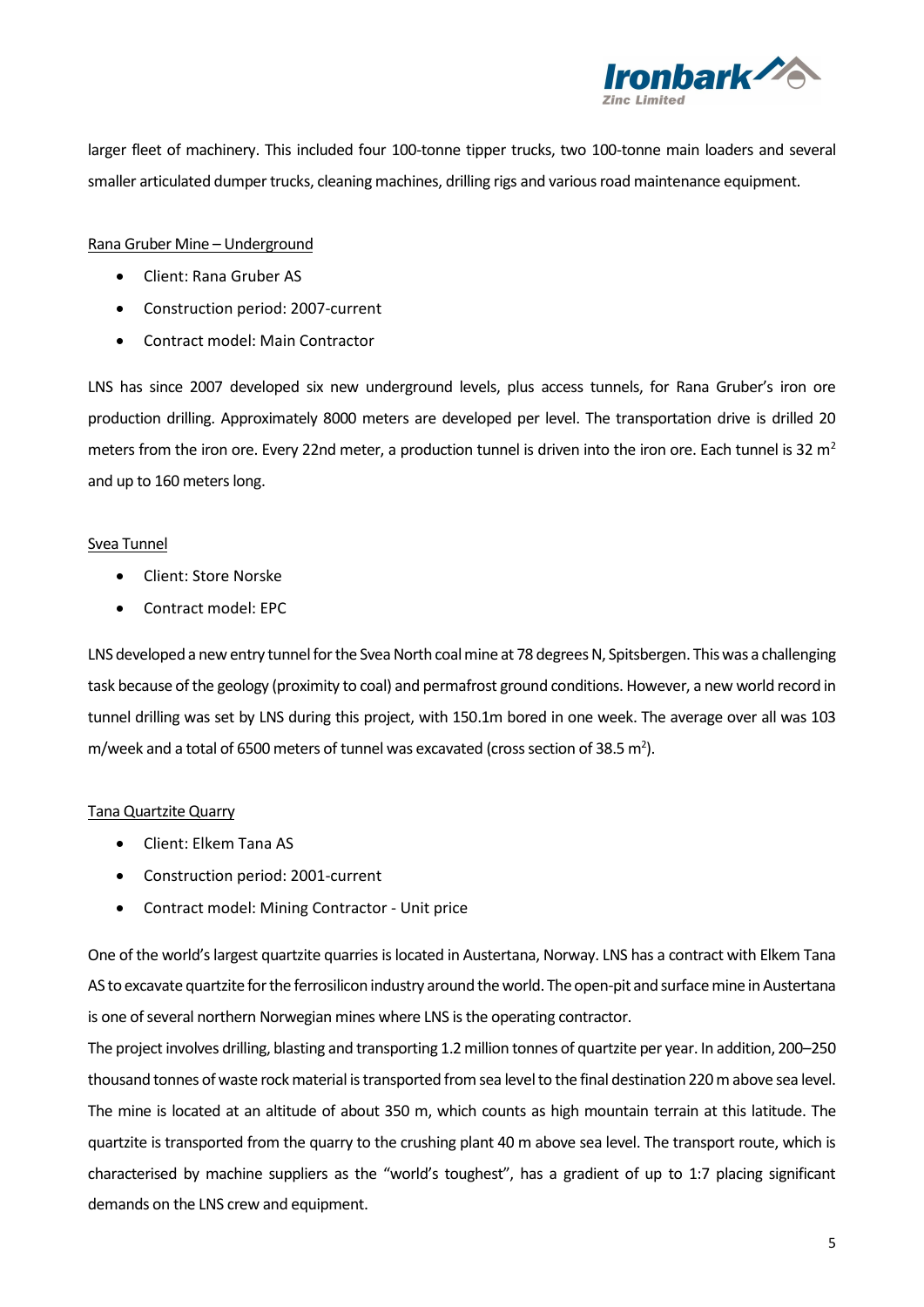larger fleet of machinery. This included four 100-tonne tipper trucks, two 100-tonne main loaders and several smaller articulated dumper trucks, cleaning machines, drilling rigs and various road maintenance equipment.

<u>Rana Gruber Mine – Underground</u>

- Client: Rana Gruber AS
- Construction period: 2007-current
- Contract model: Main Contractor

LNS has since 2007 developed six new underground levels, plus access tunnels, for Rana Gruber's iron ore production drilling. Approximately 8000 meters are developed per level. The transportation drive is drilled 20 meters from the iron ore. Every 22nd meter, a production tunnel is driven into the iron ore. Each tunnel is 32 $m^2$ and up to 160 meters long.

<u>Svea Tunnel</u>

- Client: Store Norske
- Contract model: EPC

LNS developed a new entry tunnel for the Svea North coal mine at 78 degrees N, Spitsbergen. This was a challenging task because of the geology (proximity to coal) and permafrost ground conditions. However, a new world record in tunnel drilling was set by LNS during this project, with 150.1m bored in one week. The average over all was 103 m/week and a total of 6500 meters of tunnel was excavated (cross section of 38.5 $m^2$).

<u>Tana Quartzite Quarry</u>

- Client: Elkem Tana AS
- Construction period: 2001-current
- Contract model: Mining Contractor - Unit price

One of the world's largest quartzite quarries is located in Austertana, Norway. LNS has a contract with Elkem Tana AS to excavate quartzite for the ferrosilicon industry around the world. The open-pit and surface mine in Austertana is one of several northern Norwegian mines where LNS is the operating contractor.
The project involves drilling, blasting and transporting 1.2 million tonnes of quartzite per year. In addition, 200–250 thousand tonnes of waste rock material is transported from sea level to the final destination 220 m above sea level. The mine is located at an altitude of about 350 m, which counts as high mountain terrain at this latitude. The quartzite is transported from the quarry to the crushing plant 40 m above sea level. The transport route, which is characterised by machine suppliers as the "world's toughest", has a gradient of up to 1:7 placing significant demands on the LNS crew and equipment.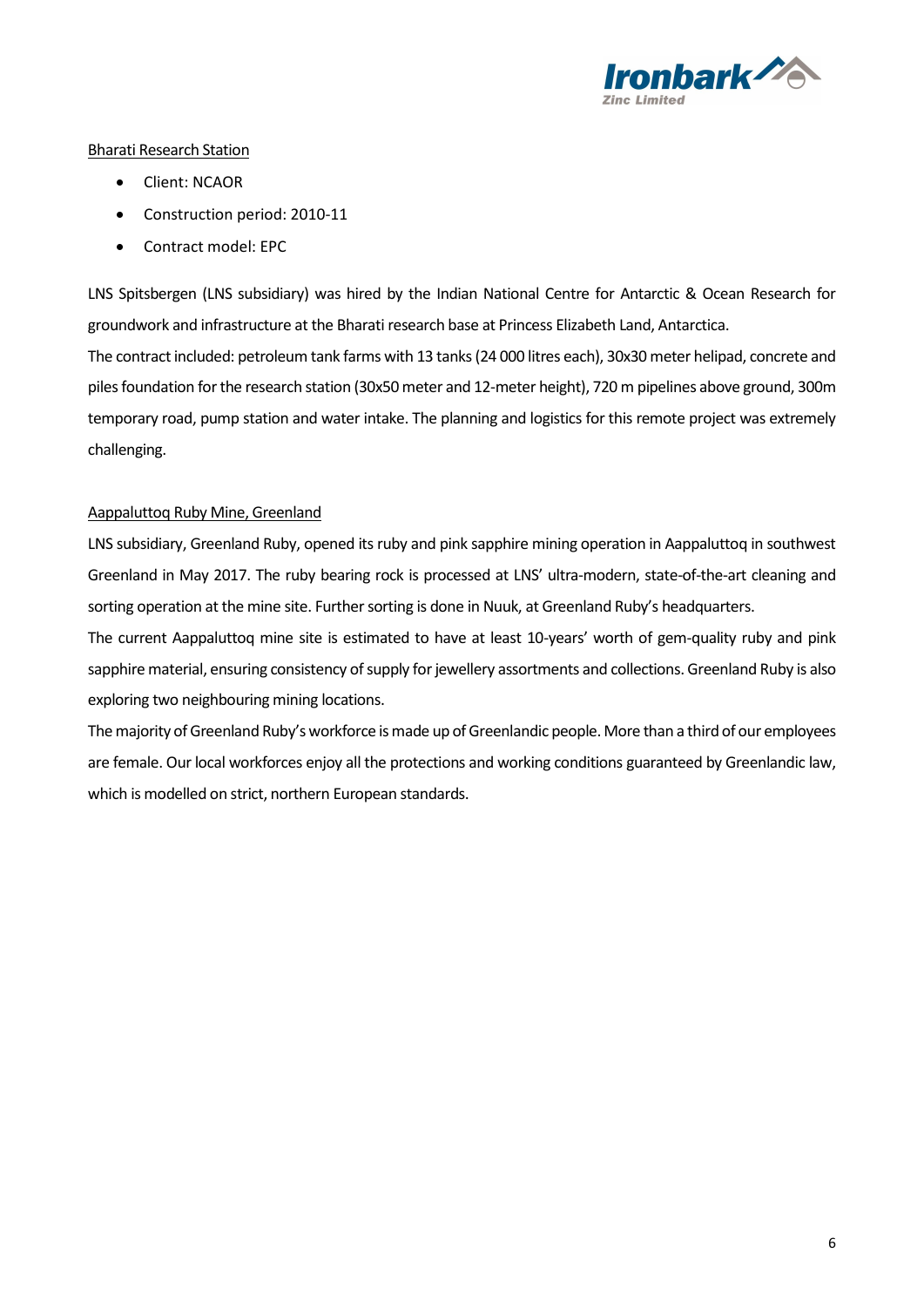Bharati Research Station

- Client: NCAOR
- Construction period: 2010-11
- Contract model: EPC

LNS Spitsbergen (LNS subsidiary) was hired by the Indian National Centre for Antarctic & Ocean Research for groundwork and infrastructure at the Bharati research base at Princess Elizabeth Land, Antarctica.
The contract included: petroleum tank farms with 13 tanks (24 000 litres each), 30x30 meter helipad, concrete and piles foundation for the research station (30x50 meter and 12-meter height), 720 m pipelines above ground, 300m temporary road, pump station and water intake. The planning and logistics for this remote project was extremely challenging.

Aappaluttoq Ruby Mine, Greenland

LNS subsidiary, Greenland Ruby, opened its ruby and pink sapphire mining operation in Aappalutloq in southwest Greenland in May 2017. The ruby bearing rock is processed at LNS' ultra-modern, state-of-the-art cleaning and sorting operation at the mine site. Further sorting is done in Nuuk, at Greenland Ruby's headquarters.
The current Aappaluttoq mine site is estimated to have at least 10-years' worth of gem-quality ruby and pink sapphire material, ensuring consistency of supply for jewellery assortments and collections. Greenland Ruby is also exploring two neighbouring mining locations.
The majority of Greenland Ruby's workforce is made up of Greenlandic people. More than a third of our employees are female. Our local workforces enjoy all the protections and working conditions guaranteed by Greenlandic law, which is modelled on strict, northern European standards.